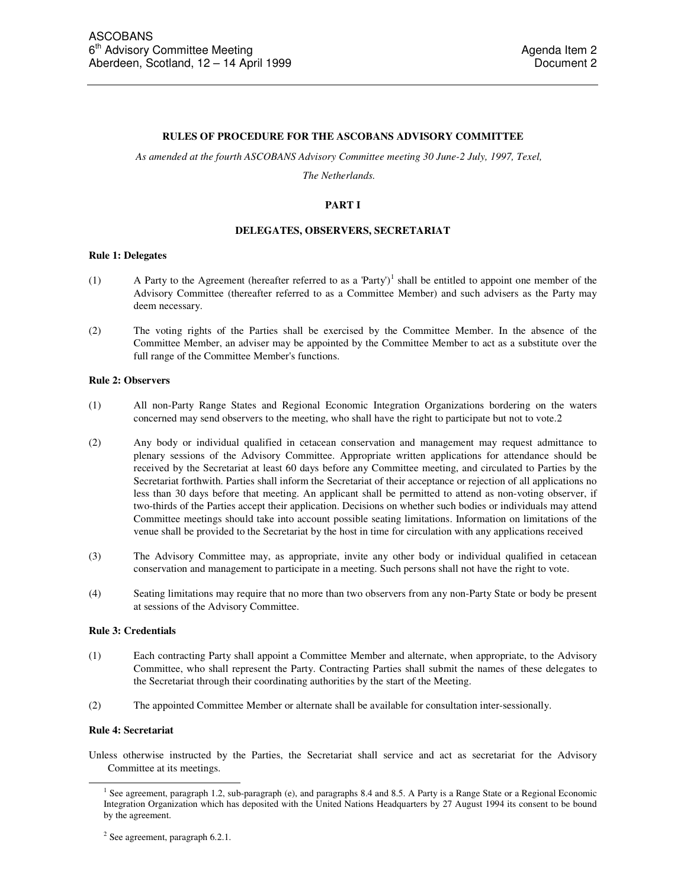ASCOBANS
6th Advisory Committee Meeting
Aberdeen, Scotland, 12 – 14 April 1999

Agenda Item 2
Document 2

# RULES OF PROCEDURE FOR THE ASCOBANS ADVISORY COMMITTEE

*As amended at the fourth ASCOBANS Advisory Committee meeting 30 June-2 July, 1997, Texel, The Netherlands.*

## PART I

## DELEGATES, OBSERVERS, SECRETARIAT

### Rule 1: Delegates

(1) A Party to the Agreement (hereafter referred to as a 'Party')[1] shall be entitled to appoint one member of the Advisory Committee (thereafter referred to as a Committee Member) and such advisers as the Party may deem necessary.

(2) The voting rights of the Parties shall be exercised by the Committee Member. In the absence of the Committee Member, an adviser may be appointed by the Committee Member to act as a substitute over the full range of the Committee Member's functions.

### Rule 2: Observers

(1) All non-Party Range States and Regional Economic Integration Organizations bordering on the waters concerned may send observers to the meeting, who shall have the right to participate but not to vote.2

(2) Any body or individual qualified in cetacean conservation and management may request admittance to plenary sessions of the Advisory Committee. Appropriate written applications for attendance should be received by the Secretariat at least 60 days before any Committee meeting, and circulated to Parties by the Secretariat forthwith. Parties shall inform the Secretariat of their acceptance or rejection of all applications no less than 30 days before that meeting. An applicant shall be permitted to attend as non-voting observer, if two-thirds of the Parties accept their application. Decisions on whether such bodies or individuals may attend Committee meetings should take into account possible seating limitations. Information on limitations of the venue shall be provided to the Secretariat by the host in time for circulation with any applications received

(3) The Advisory Committee may, as appropriate, invite any other body or individual qualified in cetacean conservation and management to participate in a meeting. Such persons shall not have the right to vote.

(4) Seating limitations may require that no more than two observers from any non-Party State or body be present at sessions of the Advisory Committee.

### Rule 3: Credentials

(1) Each contracting Party shall appoint a Committee Member and alternate, when appropriate, to the Advisory Committee, who shall represent the Party. Contracting Parties shall submit the names of these delegates to the Secretariat through their coordinating authorities by the start of the Meeting.

(2) The appointed Committee Member or alternate shall be available for consultation inter-sessionally.

### Rule 4: Secretariat

Unless otherwise instructed by the Parties, the Secretariat shall service and act as secretariat for the Advisory Committee at its meetings.

---

[1] See agreement, paragraph 1.2, sub-paragraph (e), and paragraphs 8.4 and 8.5. A Party is a Range State or a Regional Economic Integration Organization which has deposited with the United Nations Headquarters by 27 August 1994 its consent to be bound by the agreement.

[2] See agreement, paragraph 6.2.1.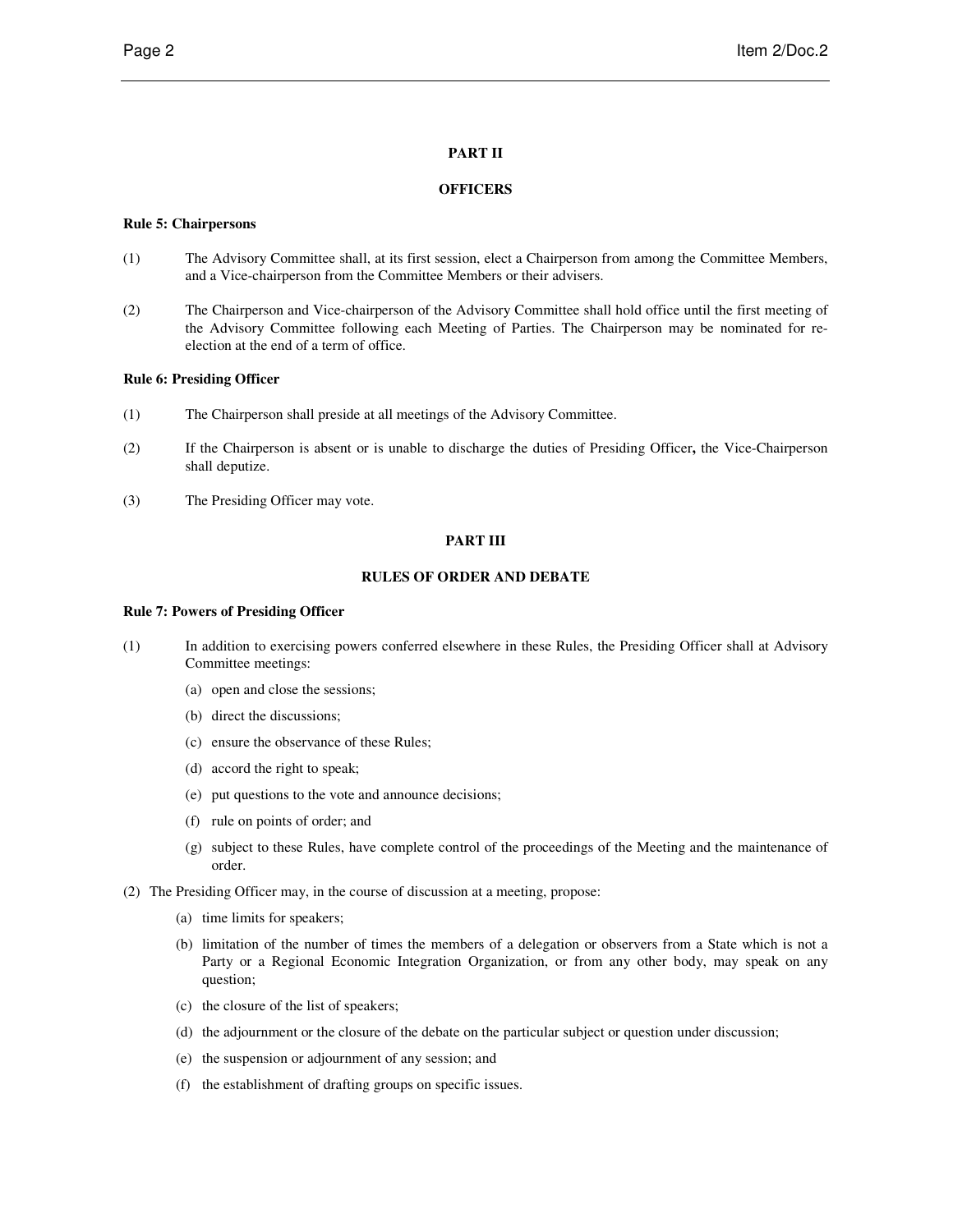## PART II

## OFFICERS

**Rule 5: Chairpersons**

(1) The Advisory Committee shall, at its first session, elect a Chairperson from among the Committee Members, and a Vice-chairperson from the Committee Members or their advisers.

(2) The Chairperson and Vice-chairperson of the Advisory Committee shall hold office until the first meeting of the Advisory Committee following each Meeting of Parties. The Chairperson may be nominated for re-election at the end of a term of office.

**Rule 6: Presiding Officer**

(1) The Chairperson shall preside at all meetings of the Advisory Committee.

(2) If the Chairperson is absent or is unable to discharge the duties of Presiding Officer**,** the Vice-Chairperson shall deputize.

(3) The Presiding Officer may vote.

## PART III

## RULES OF ORDER AND DEBATE

**Rule 7: Powers of Presiding Officer**

(1) In addition to exercising powers conferred elsewhere in these Rules, the Presiding Officer shall at Advisory Committee meetings:

- (a) open and close the sessions;
- (b) direct the discussions;
- (c) ensure the observance of these Rules;
- (d) accord the right to speak;
- (e) put questions to the vote and announce decisions;
- (f) rule on points of order; and
- (g) subject to these Rules, have complete control of the proceedings of the Meeting and the maintenance of order.

(2) The Presiding Officer may, in the course of discussion at a meeting, propose:

- (a) time limits for speakers;
- (b) limitation of the number of times the members of a delegation or observers from a State which is not a Party or a Regional Economic Integration Organization, or from any other body, may speak on any question;
- (c) the closure of the list of speakers;
- (d) the adjournment or the closure of the debate on the particular subject or question under discussion;
- (e) the suspension or adjournment of any session; and
- (f) the establishment of drafting groups on specific issues.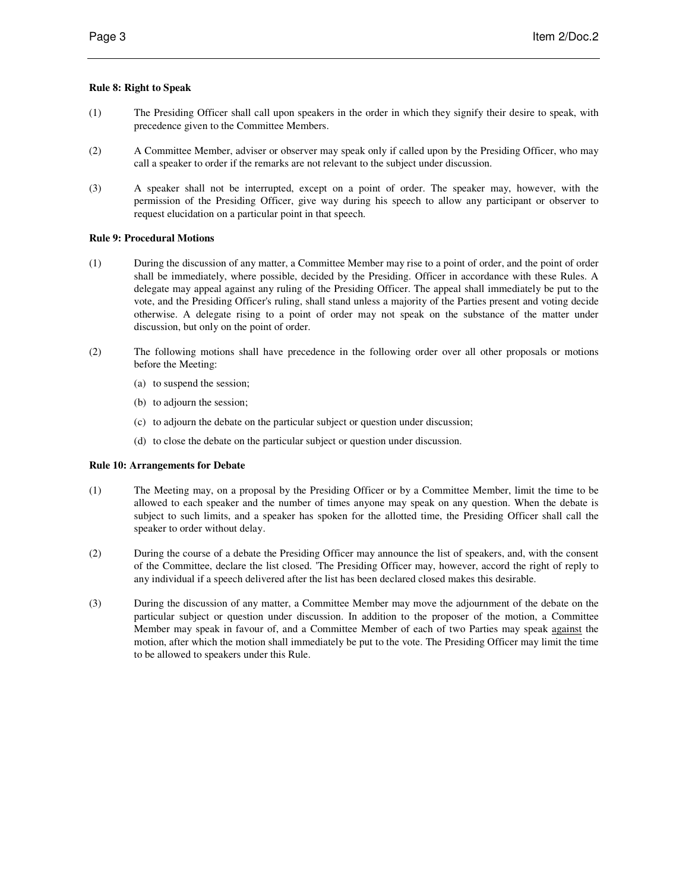**Rule 8: Right to Speak**

(1) The Presiding Officer shall call upon speakers in the order in which they signify their desire to speak, with precedence given to the Committee Members.

(2) A Committee Member, adviser or observer may speak only if called upon by the Presiding Officer, who may call a speaker to order if the remarks are not relevant to the subject under discussion.

(3) A speaker shall not be interrupted, except on a point of order. The speaker may, however, with the permission of the Presiding Officer, give way during his speech to allow any participant or observer to request elucidation on a particular point in that speech.

**Rule 9: Procedural Motions**

(1) During the discussion of any matter, a Committee Member may rise to a point of order, and the point of order shall be immediately, where possible, decided by the Presiding. Officer in accordance with these Rules. A delegate may appeal against any ruling of the Presiding Officer. The appeal shall immediately be put to the vote, and the Presiding Officer's ruling, shall stand unless a majority of the Parties present and voting decide otherwise. A delegate rising to a point of order may not speak on the substance of the matter under discussion, but only on the point of order.

(2) The following motions shall have precedence in the following order over all other proposals or motions before the Meeting:

(a) to suspend the session;

(b) to adjourn the session;

(c) to adjourn the debate on the particular subject or question under discussion;

(d) to close the debate on the particular subject or question under discussion.

**Rule 10: Arrangements for Debate**

(1) The Meeting may, on a proposal by the Presiding Officer or by a Committee Member, limit the time to be allowed to each speaker and the number of times anyone may speak on any question. When the debate is subject to such limits, and a speaker has spoken for the allotted time, the Presiding Officer shall call the speaker to order without delay.

(2) During the course of a debate the Presiding Officer may announce the list of speakers, and, with the consent of the Committee, declare the list closed. 'The Presiding Officer may, however, accord the right of reply to any individual if a speech delivered after the list has been declared closed makes this desirable.

(3) During the discussion of any matter, a Committee Member may move the adjournment of the debate on the particular subject or question under discussion. In addition to the proposer of the motion, a Committee Member may speak in favour of, and a Committee Member of each of two Parties may speak <u>against</u> the motion, after which the motion shall immediately be put to the vote. The Presiding Officer may limit the time to be allowed to speakers under this Rule.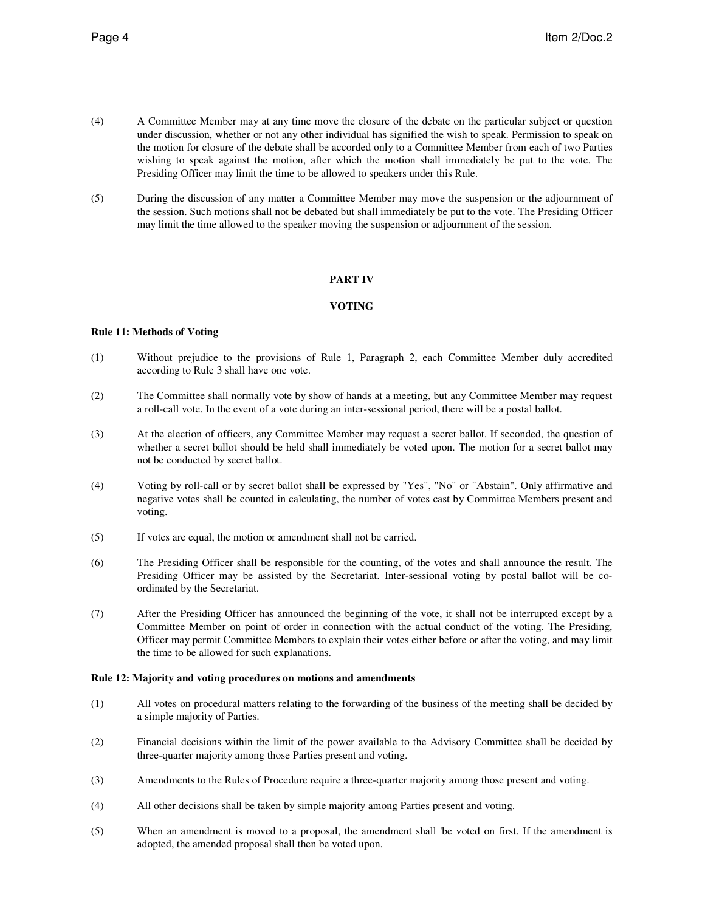(4) A Committee Member may at any time move the closure of the debate on the particular subject or question under discussion, whether or not any other individual has signified the wish to speak. Permission to speak on the motion for closure of the debate shall be accorded only to a Committee Member from each of two Parties wishing to speak against the motion, after which the motion shall immediately be put to the vote. The Presiding Officer may limit the time to be allowed to speakers under this Rule.

(5) During the discussion of any matter a Committee Member may move the suspension or the adjournment of the session. Such motions shall not be debated but shall immediately be put to the vote. The Presiding Officer may limit the time allowed to the speaker moving the suspension or adjournment of the session.

## PART IV

## VOTING

**Rule 11: Methods of Voting**

(1) Without prejudice to the provisions of Rule 1, Paragraph 2, each Committee Member duly accredited according to Rule 3 shall have one vote.

(2) The Committee shall normally vote by show of hands at a meeting, but any Committee Member may request a roll-call vote. In the event of a vote during an inter-sessional period, there will be a postal ballot.

(3) At the election of officers, any Committee Member may request a secret ballot. If seconded, the question of whether a secret ballot should be held shall immediately be voted upon. The motion for a secret ballot may not be conducted by secret ballot.

(4) Voting by roll-call or by secret ballot shall be expressed by "Yes", "No" or "Abstain". Only affirmative and negative votes shall be counted in calculating, the number of votes cast by Committee Members present and voting.

(5) If votes are equal, the motion or amendment shall not be carried.

(6) The Presiding Officer shall be responsible for the counting, of the votes and shall announce the result. The Presiding Officer may be assisted by the Secretariat. Inter-sessional voting by postal ballot will be co-ordinated by the Secretariat.

(7) After the Presiding Officer has announced the beginning of the vote, it shall not be interrupted except by a Committee Member on point of order in connection with the actual conduct of the voting. The Presiding, Officer may permit Committee Members to explain their votes either before or after the voting, and may limit the time to be allowed for such explanations.

**Rule 12: Majority and voting procedures on motions and amendments**

(1) All votes on procedural matters relating to the forwarding of the business of the meeting shall be decided by a simple majority of Parties.

(2) Financial decisions within the limit of the power available to the Advisory Committee shall be decided by three-quarter majority among those Parties present and voting.

(3) Amendments to the Rules of Procedure require a three-quarter majority among those present and voting.

(4) All other decisions shall be taken by simple majority among Parties present and voting.

(5) When an amendment is moved to a proposal, the amendment shall 'be voted on first. If the amendment is adopted, the amended proposal shall then be voted upon.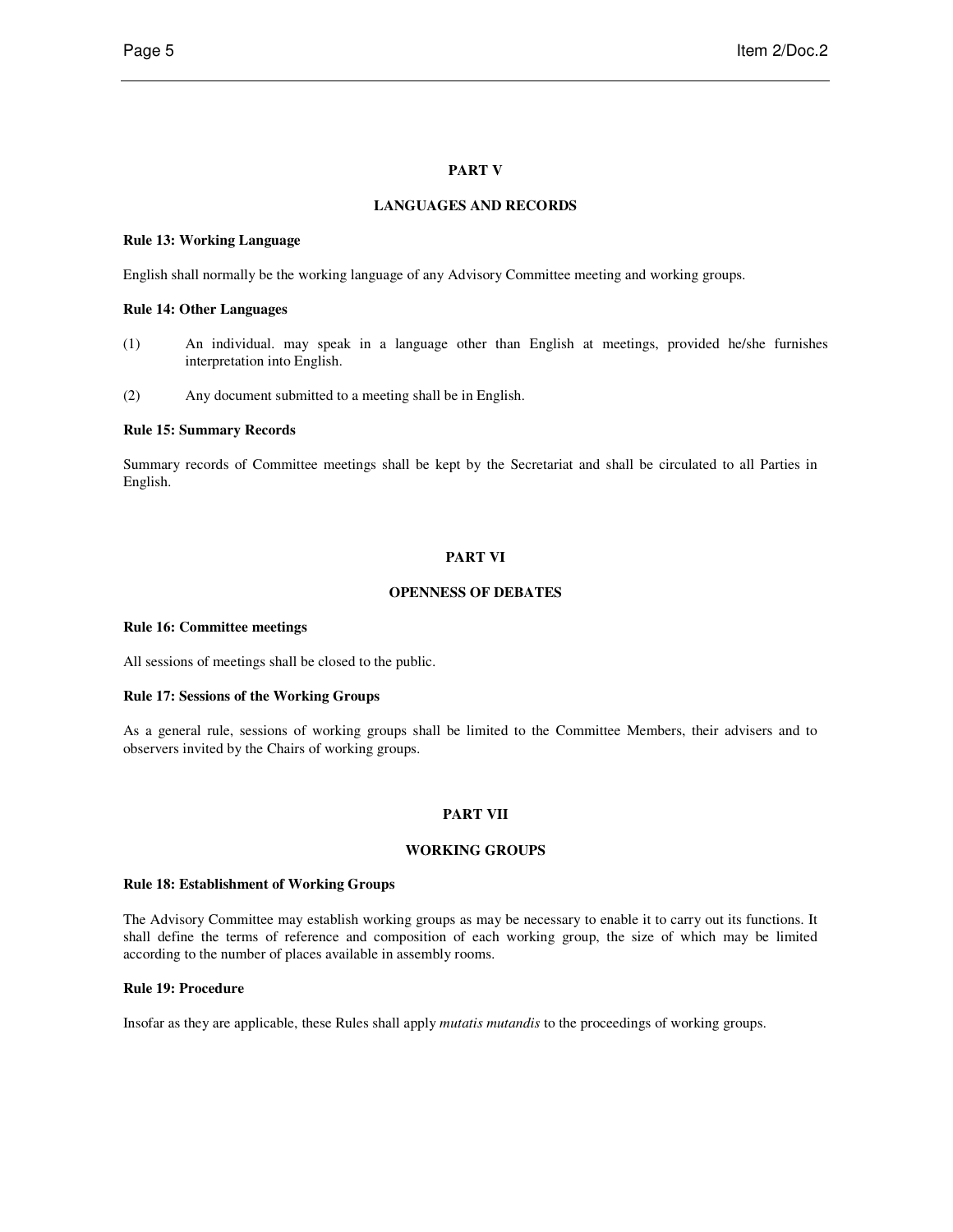## PART V

## LANGUAGES AND RECORDS

**Rule 13: Working Language**

English shall normally be the working language of any Advisory Committee meeting and working groups.

**Rule 14: Other Languages**

(1) An individual. may speak in a language other than English at meetings, provided he/she furnishes interpretation into English.

(2) Any document submitted to a meeting shall be in English.

**Rule 15: Summary Records**

Summary records of Committee meetings shall be kept by the Secretariat and shall be circulated to all Parties in English.

## PART VI

## OPENNESS OF DEBATES

**Rule 16: Committee meetings**

All sessions of meetings shall be closed to the public.

**Rule 17: Sessions of the Working Groups**

As a general rule, sessions of working groups shall be limited to the Committee Members, their advisers and to observers invited by the Chairs of working groups.

## PART VII

## WORKING GROUPS

**Rule 18: Establishment of Working Groups**

The Advisory Committee may establish working groups as may be necessary to enable it to carry out its functions. It shall define the terms of reference and composition of each working group, the size of which may be limited according to the number of places available in assembly rooms.

**Rule 19: Procedure**

Insofar as they are applicable, these Rules shall apply *mutatis mutandis* to the proceedings of working groups.